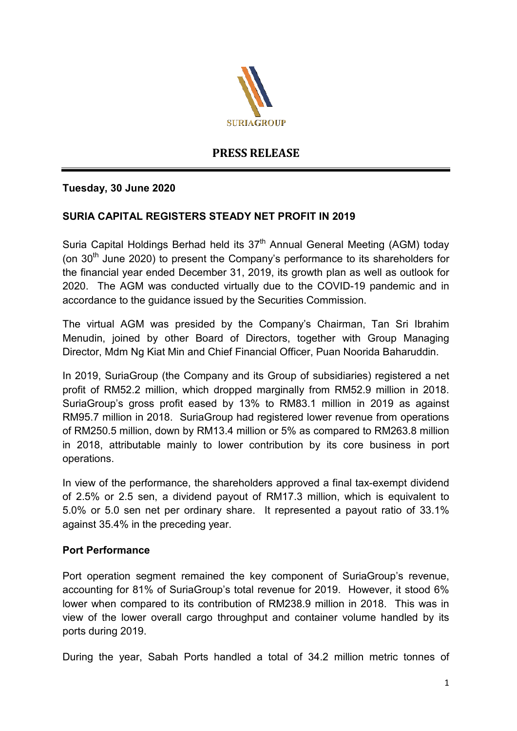SURIAGROUP

# PRESS RELEASE

**Tuesday, 30 June 2020**

**SURIA CAPITAL REGISTERS STEADY NET PROFIT IN 2019**

Suria Capital Holdings Berhad held its 37th Annual General Meeting (AGM) today (on 30th June 2020) to present the Company's performance to its shareholders for the financial year ended December 31, 2019, its growth plan as well as outlook for 2020. The AGM was conducted virtually due to the COVID-19 pandemic and in accordance to the guidance issued by the Securities Commission.

The virtual AGM was presided by the Company's Chairman, Tan Sri Ibrahim Menudin, joined by other Board of Directors, together with Group Managing Director, Mdm Ng Kiat Min and Chief Financial Officer, Puan Noorida Baharuddin.

In 2019, SuriaGroup (the Company and its Group of subsidiaries) registered a net profit of RM52.2 million, which dropped marginally from RM52.9 million in 2018. SuriaGroup's gross profit eased by 13% to RM83.1 million in 2019 as against RM95.7 million in 2018. SuriaGroup had registered lower revenue from operations of RM250.5 million, down by RM13.4 million or 5% as compared to RM263.8 million in 2018, attributable mainly to lower contribution by its core business in port operations.

In view of the performance, the shareholders approved a final tax-exempt dividend of 2.5% or 2.5 sen, a dividend payout of RM17.3 million, which is equivalent to 5.0% or 5.0 sen net per ordinary share. It represented a payout ratio of 33.1% against 35.4% in the preceding year.

**Port Performance**

Port operation segment remained the key component of SuriaGroup's revenue, accounting for 81% of SuriaGroup's total revenue for 2019. However, it stood 6% lower when compared to its contribution of RM238.9 million in 2018. This was in view of the lower overall cargo throughput and container volume handled by its ports during 2019.

During the year, Sabah Ports handled a total of 34.2 million metric tonnes of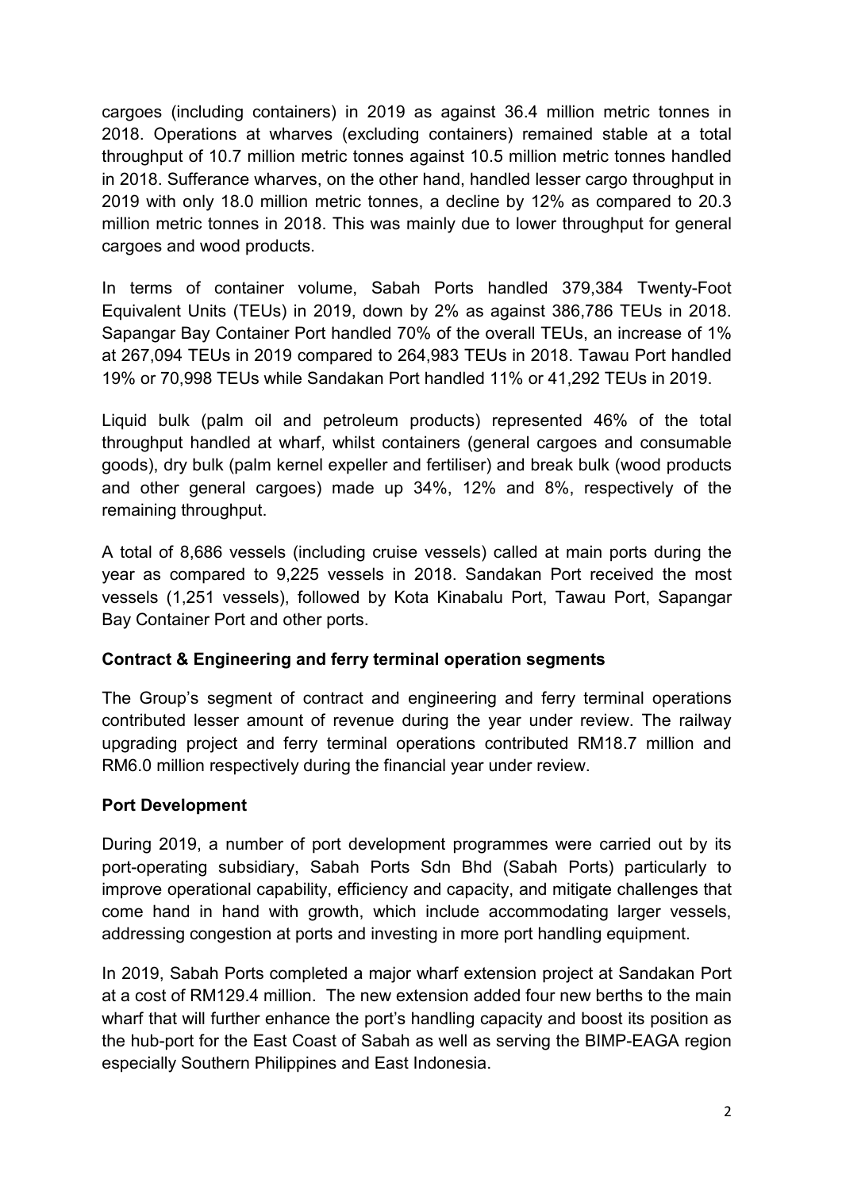cargoes (including containers) in 2019 as against 36.4 million metric tonnes in 2018. Operations at wharves (excluding containers) remained stable at a total throughput of 10.7 million metric tonnes against 10.5 million metric tonnes handled in 2018. Sufferance wharves, on the other hand, handled lesser cargo throughput in 2019 with only 18.0 million metric tonnes, a decline by 12% as compared to 20.3 million metric tonnes in 2018. This was mainly due to lower throughput for general cargoes and wood products.

In terms of container volume, Sabah Ports handled 379,384 Twenty-Foot Equivalent Units (TEUs) in 2019, down by 2% as against 386,786 TEUs in 2018. Sapangar Bay Container Port handled 70% of the overall TEUs, an increase of 1% at 267,094 TEUs in 2019 compared to 264,983 TEUs in 2018. Tawau Port handled 19% or 70,998 TEUs while Sandakan Port handled 11% or 41,292 TEUs in 2019.

Liquid bulk (palm oil and petroleum products) represented 46% of the total throughput handled at wharf, whilst containers (general cargoes and consumable goods), dry bulk (palm kernel expeller and fertiliser) and break bulk (wood products and other general cargoes) made up 34%, 12% and 8%, respectively of the remaining throughput.

A total of 8,686 vessels (including cruise vessels) called at main ports during the year as compared to 9,225 vessels in 2018. Sandakan Port received the most vessels (1,251 vessels), followed by Kota Kinabalu Port, Tawau Port, Sapangar Bay Container Port and other ports.

**Contract & Engineering and ferry terminal operation segments**

The Group's segment of contract and engineering and ferry terminal operations contributed lesser amount of revenue during the year under review. The railway upgrading project and ferry terminal operations contributed RM18.7 million and RM6.0 million respectively during the financial year under review.

**Port Development**

During 2019, a number of port development programmes were carried out by its port-operating subsidiary, Sabah Ports Sdn Bhd (Sabah Ports) particularly to improve operational capability, efficiency and capacity, and mitigate challenges that come hand in hand with growth, which include accommodating larger vessels, addressing congestion at ports and investing in more port handling equipment.

In 2019, Sabah Ports completed a major wharf extension project at Sandakan Port at a cost of RM129.4 million. The new extension added four new berths to the main wharf that will further enhance the port's handling capacity and boost its position as the hub-port for the East Coast of Sabah as well as serving the BIMP-EAGA region especially Southern Philippines and East Indonesia.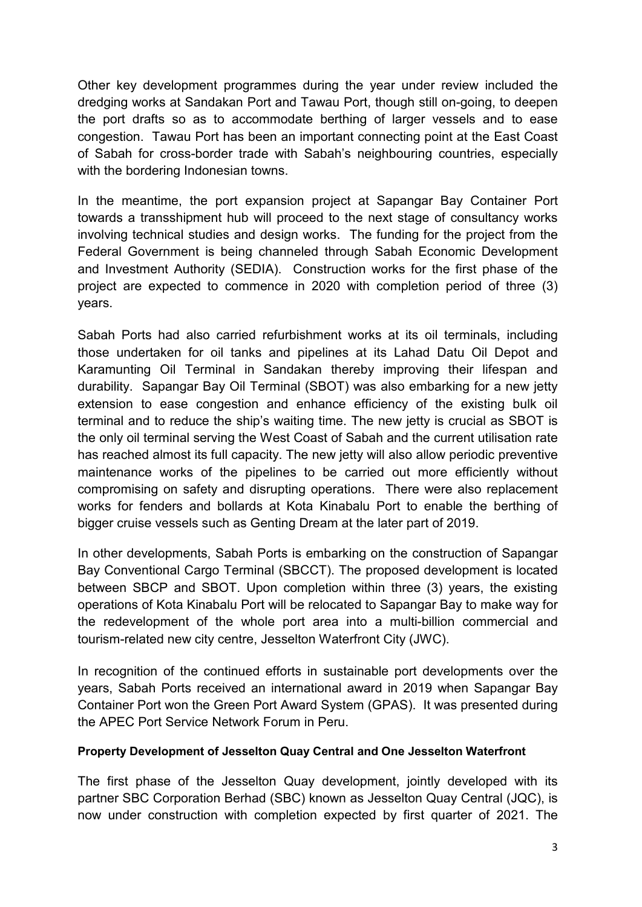Other key development programmes during the year under review included the dredging works at Sandakan Port and Tawau Port, though still on-going, to deepen the port drafts so as to accommodate berthing of larger vessels and to ease congestion. Tawau Port has been an important connecting point at the East Coast of Sabah for cross-border trade with Sabah's neighbouring countries, especially with the bordering Indonesian towns.

In the meantime, the port expansion project at Sapangar Bay Container Port towards a transshipment hub will proceed to the next stage of consultancy works involving technical studies and design works. The funding for the project from the Federal Government is being channeled through Sabah Economic Development and Investment Authority (SEDIA). Construction works for the first phase of the project are expected to commence in 2020 with completion period of three (3) years.

Sabah Ports had also carried refurbishment works at its oil terminals, including those undertaken for oil tanks and pipelines at its Lahad Datu Oil Depot and Karamunting Oil Terminal in Sandakan thereby improving their lifespan and durability. Sapangar Bay Oil Terminal (SBOT) was also embarking for a new jetty extension to ease congestion and enhance efficiency of the existing bulk oil terminal and to reduce the ship's waiting time. The new jetty is crucial as SBOT is the only oil terminal serving the West Coast of Sabah and the current utilisation rate has reached almost its full capacity. The new jetty will also allow periodic preventive maintenance works of the pipelines to be carried out more efficiently without compromising on safety and disrupting operations. There were also replacement works for fenders and bollards at Kota Kinabalu Port to enable the berthing of bigger cruise vessels such as Genting Dream at the later part of 2019.

In other developments, Sabah Ports is embarking on the construction of Sapangar Bay Conventional Cargo Terminal (SBCCT). The proposed development is located between SBCP and SBOT. Upon completion within three (3) years, the existing operations of Kota Kinabalu Port will be relocated to Sapangar Bay to make way for the redevelopment of the whole port area into a multi-billion commercial and tourism-related new city centre, Jesselton Waterfront City (JWC).

In recognition of the continued efforts in sustainable port developments over the years, Sabah Ports received an international award in 2019 when Sapangar Bay Container Port won the Green Port Award System (GPAS). It was presented during the APEC Port Service Network Forum in Peru.

**Property Development of Jesselton Quay Central and One Jesselton Waterfront**

The first phase of the Jesselton Quay development, jointly developed with its partner SBC Corporation Berhad (SBC) known as Jesselton Quay Central (JQC), is now under construction with completion expected by first quarter of 2021. The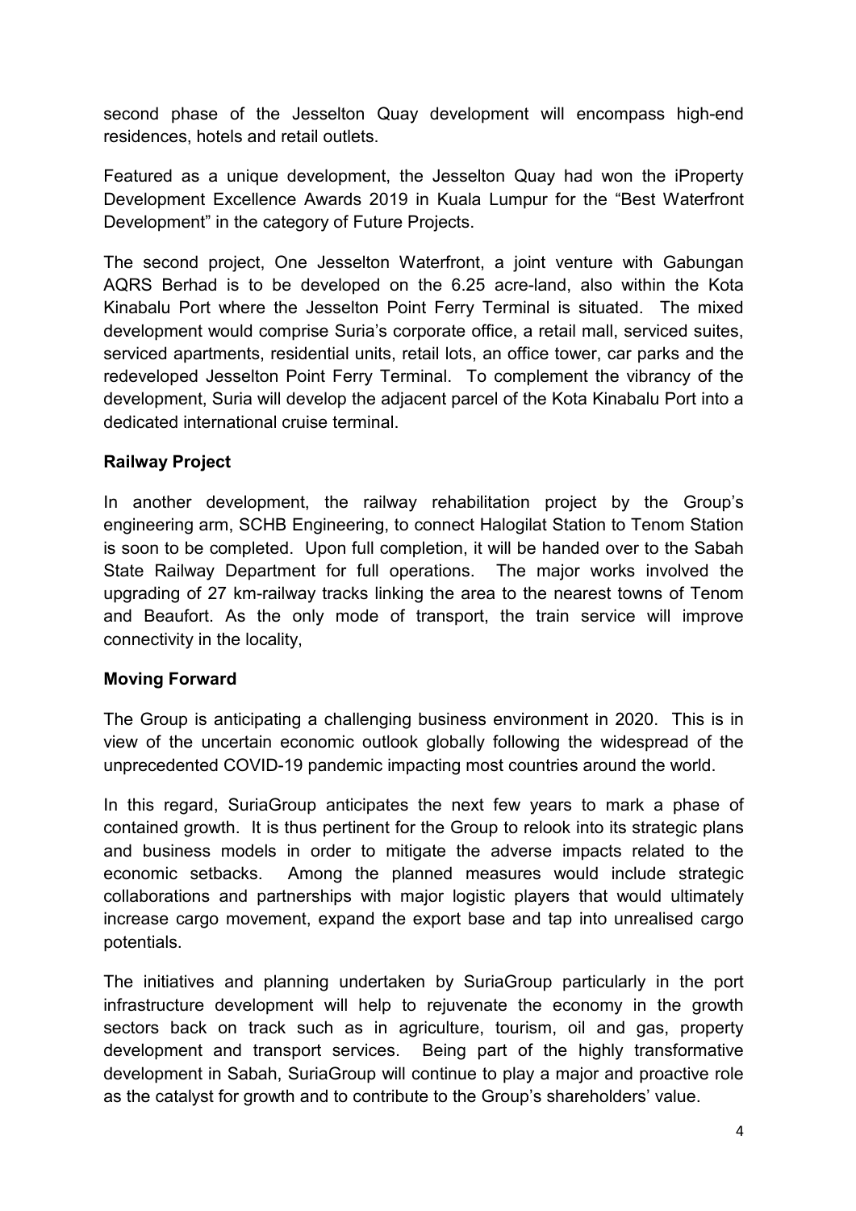second phase of the Jesselton Quay development will encompass high-end residences, hotels and retail outlets.

Featured as a unique development, the Jesselton Quay had won the iProperty Development Excellence Awards 2019 in Kuala Lumpur for the "Best Waterfront Development" in the category of Future Projects.

The second project, One Jesselton Waterfront, a joint venture with Gabungan AQRS Berhad is to be developed on the 6.25 acre-land, also within the Kota Kinabalu Port where the Jesselton Point Ferry Terminal is situated. The mixed development would comprise Suria's corporate office, a retail mall, serviced suites, serviced apartments, residential units, retail lots, an office tower, car parks and the redeveloped Jesselton Point Ferry Terminal. To complement the vibrancy of the development, Suria will develop the adjacent parcel of the Kota Kinabalu Port into a dedicated international cruise terminal.

**Railway Project**

In another development, the railway rehabilitation project by the Group's engineering arm, SCHB Engineering, to connect Halogilat Station to Tenom Station is soon to be completed. Upon full completion, it will be handed over to the Sabah State Railway Department for full operations. The major works involved the upgrading of 27 km-railway tracks linking the area to the nearest towns of Tenom and Beaufort. As the only mode of transport, the train service will improve connectivity in the locality,

**Moving Forward**

The Group is anticipating a challenging business environment in 2020. This is in view of the uncertain economic outlook globally following the widespread of the unprecedented COVID-19 pandemic impacting most countries around the world.

In this regard, SuriaGroup anticipates the next few years to mark a phase of contained growth. It is thus pertinent for the Group to relook into its strategic plans and business models in order to mitigate the adverse impacts related to the economic setbacks. Among the planned measures would include strategic collaborations and partnerships with major logistic players that would ultimately increase cargo movement, expand the export base and tap into unrealised cargo potentials.

The initiatives and planning undertaken by SuriaGroup particularly in the port infrastructure development will help to rejuvenate the economy in the growth sectors back on track such as in agriculture, tourism, oil and gas, property development and transport services. Being part of the highly transformative development in Sabah, SuriaGroup will continue to play a major and proactive role as the catalyst for growth and to contribute to the Group's shareholders' value.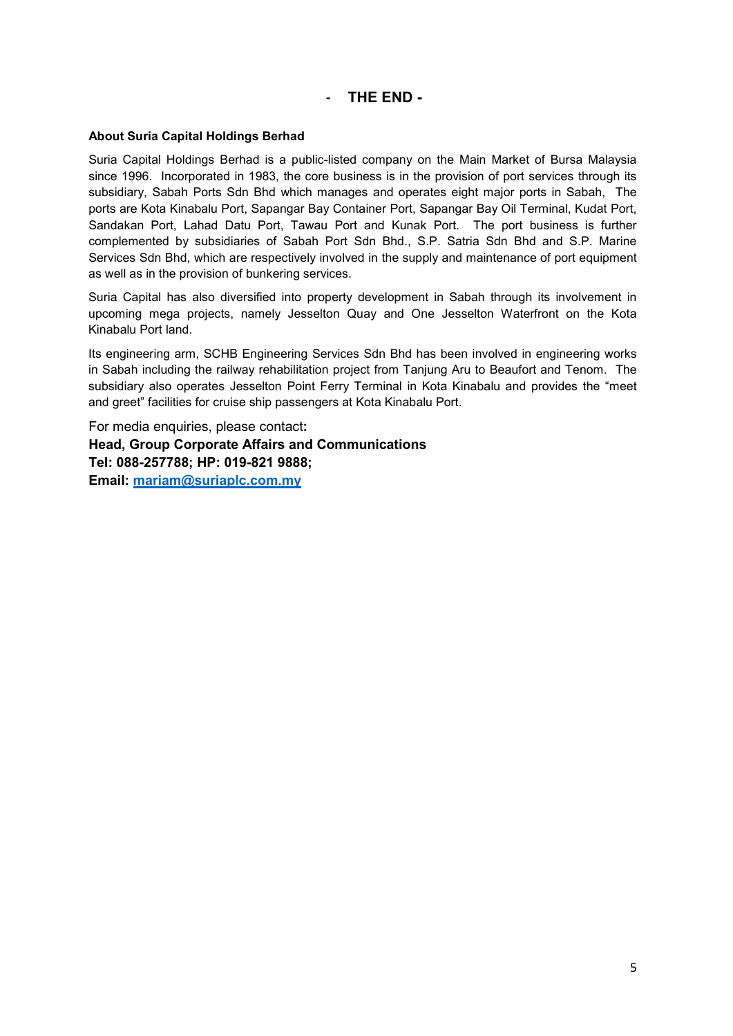**- THE END -**

**About Suria Capital Holdings Berhad**

Suria Capital Holdings Berhad is a public-listed company on the Main Market of Bursa Malaysia since 1996. Incorporated in 1983, the core business is in the provision of port services through its subsidiary, Sabah Ports Sdn Bhd which manages and operates eight major ports in Sabah, The ports are Kota Kinabalu Port, Sapangar Bay Container Port, Sapangar Bay Oil Terminal, Kudat Port, Sandakan Port, Lahad Datu Port, Tawau Port and Kunak Port. The port business is further complemented by subsidiaries of Sabah Port Sdn Bhd., S.P. Satria Sdn Bhd and S.P. Marine Services Sdn Bhd, which are respectively involved in the supply and maintenance of port equipment as well as in the provision of bunkering services.

Suria Capital has also diversified into property development in Sabah through its involvement in upcoming mega projects, namely Jesselton Quay and One Jesselton Waterfront on the Kota Kinabalu Port land.

Its engineering arm, SCHB Engineering Services Sdn Bhd has been involved in engineering works in Sabah including the railway rehabilitation project from Tanjung Aru to Beaufort and Tenom. The subsidiary also operates Jesselton Point Ferry Terminal in Kota Kinabalu and provides the "meet and greet" facilities for cruise ship passengers at Kota Kinabalu Port.

For media enquiries, please contact**:**
**Head, Group Corporate Affairs and Communications**
**Tel: 088-257788; HP: 019-821 9888;**
**Email: mariam@suriaplc.com.my**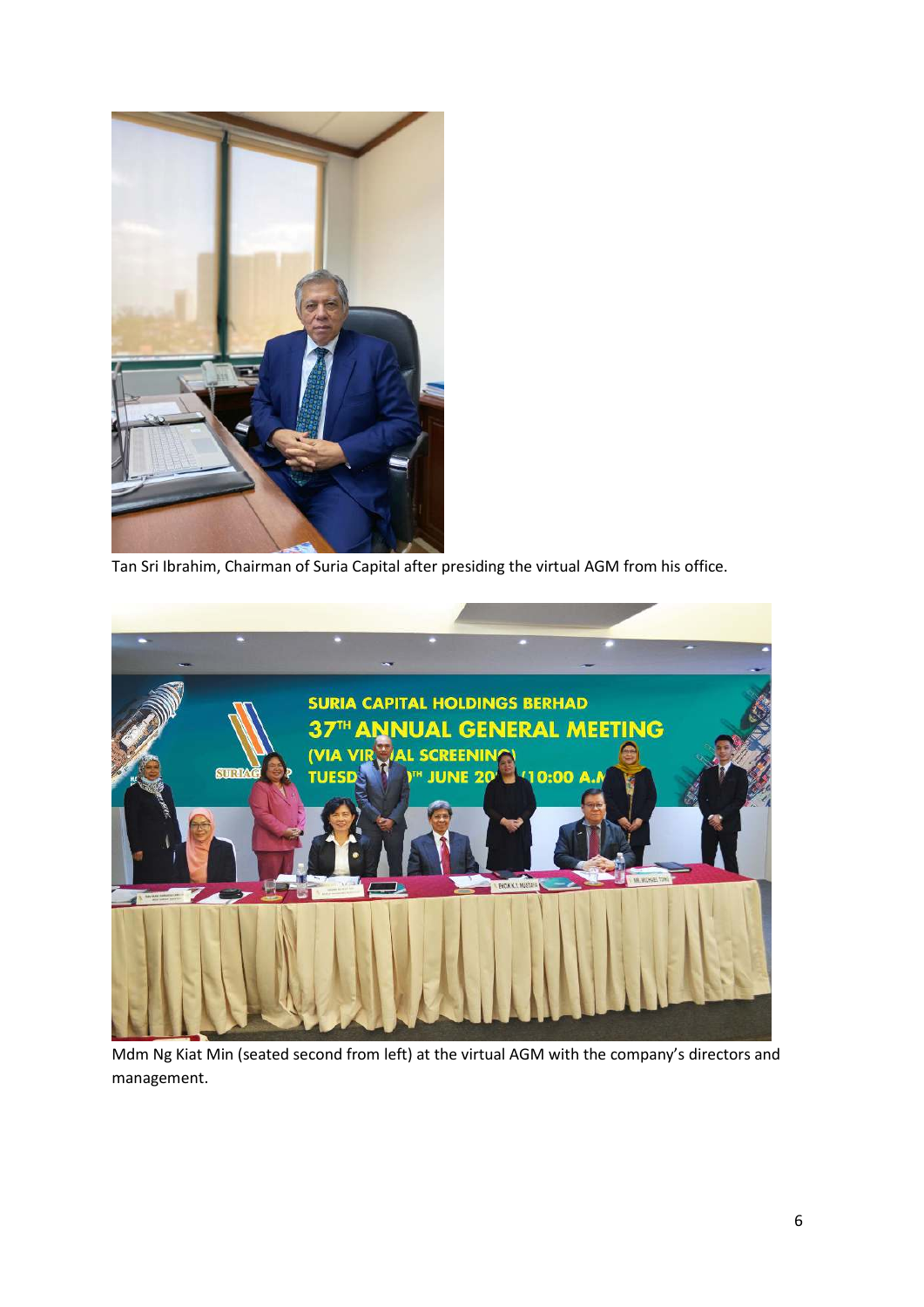Tan Sri Ibrahim, Chairman of Suria Capital after presiding the virtual AGM from his office.

Mdm Ng Kiat Min (seated second from left) at the virtual AGM with the company's directors and management.